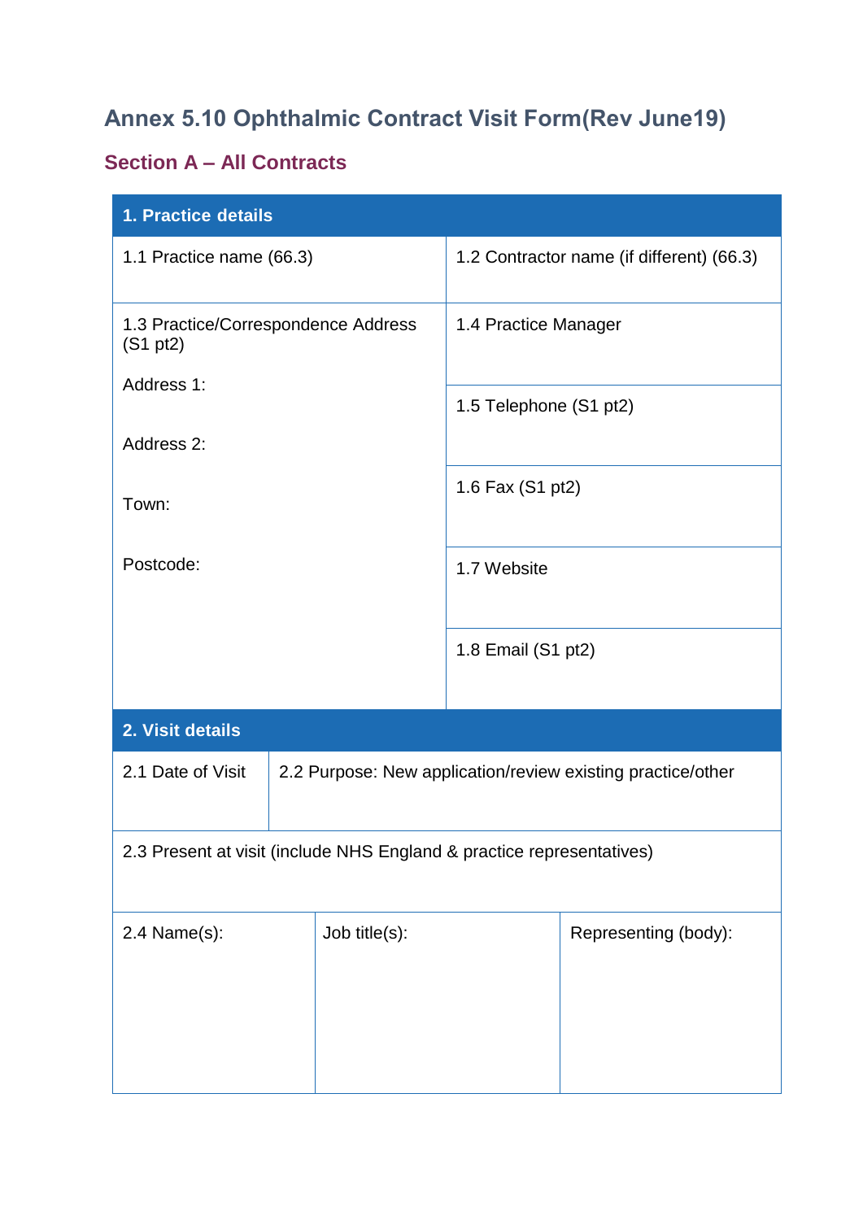# Annex 5.10 Ophthalmic Contract Visit Form(Rev June19)

## Section A – All Contracts

| **1. Practice details** | |
|---|---|
| 1.1 Practice name (66.3) | 1.2 Contractor name (if different) (66.3) |
| 1.3 Practice/Correspondence Address (S1 pt2)<br><br>Address 1:<br><br>Address 2:<br><br>Town:<br><br>Postcode: | 1.4 Practice Manager<br><br>1.5 Telephone (S1 pt2)<br><br>1.6 Fax (S1 pt2)<br><br>1.7 Website<br><br>1.8 Email (S1 pt2) |

| **2. Visit details** | | |
|---|---|---|
| 2.1 Date of Visit | 2.2 Purpose: New application/review existing practice/other | |
| 2.3 Present at visit (include NHS England & practice representatives) | | |
| 2.4 Name(s): | Job title(s): | Representing (body): |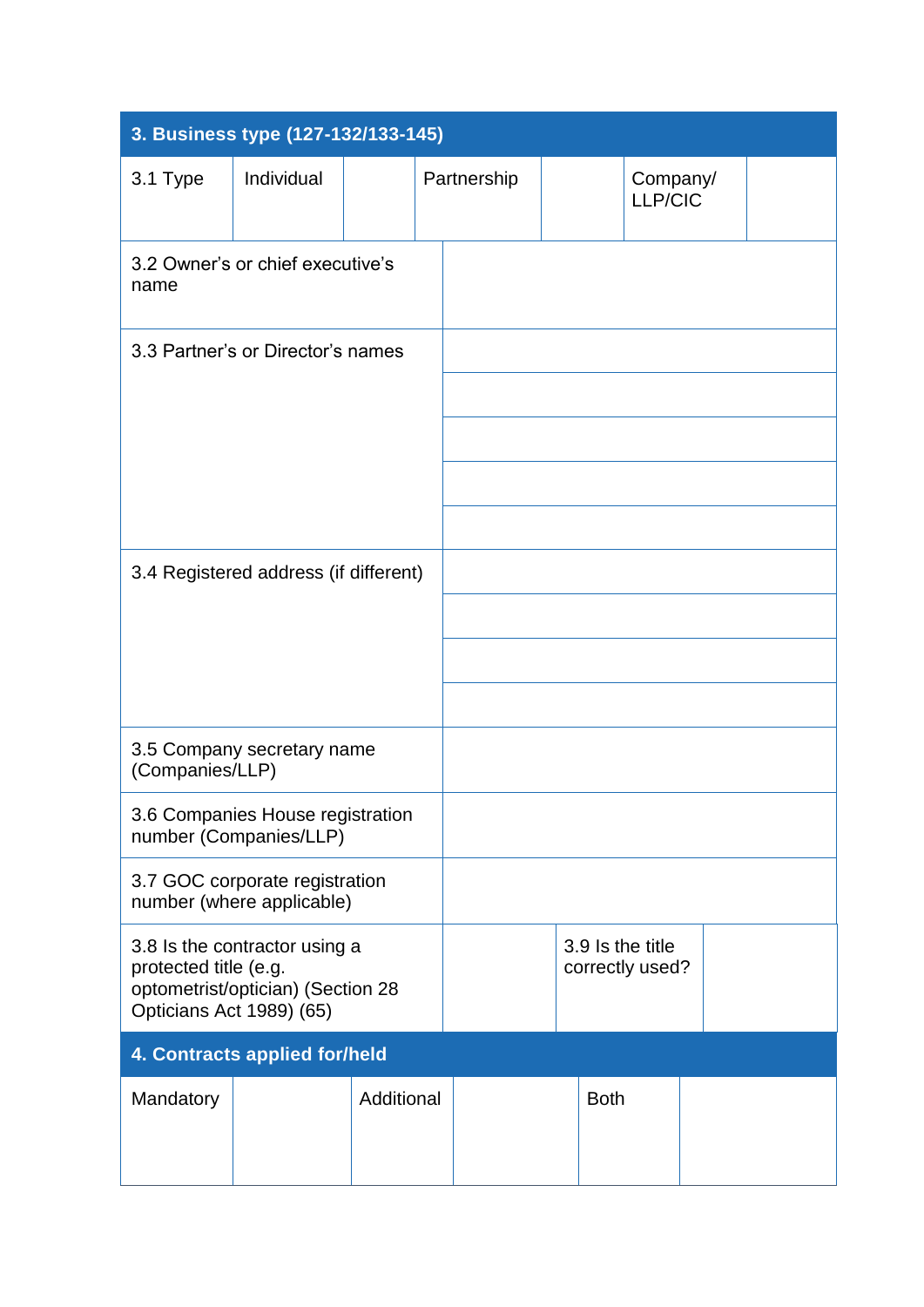| 3. Business type (127-132/133-145) | | | | | | |
|---|---|---|---|---|---|---|
| 3.1 Type | Individual | | Partnership | | Company/ LLP/CIC | |
| 3.2 Owner's or chief executive's name | | | | | | |
| 3.3 Partner's or Director's names | | | | | | |
| | | | | | | |
| | | | | | | |
| | | | | | | |
| | | | | | | |
| 3.4 Registered address (if different) | | | | | | |
| | | | | | | |
| | | | | | | |
| | | | | | | |
| 3.5 Company secretary name (Companies/LLP) | | | | | | |
| 3.6 Companies House registration number (Companies/LLP) | | | | | | |
| 3.7 GOC corporate registration number (where applicable) | | | | | | |
| 3.8 Is the contractor using a protected title (e.g. optometrist/optician) (Section 28 Opticians Act 1989) (65) | | | 3.9 Is the title correctly used? | | | |

| 4. Contracts applied for/held | | | | | |
|---|---|---|---|---|---|
| Mandatory | | Additional | | Both | |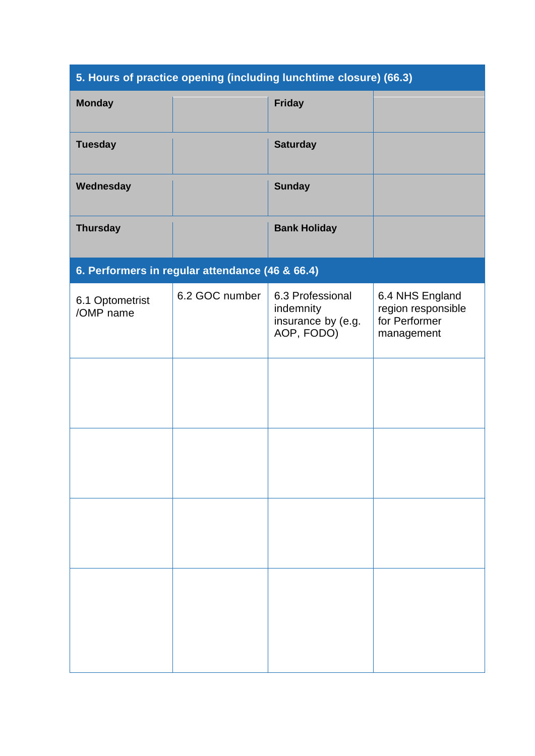## 5. Hours of practice opening (including lunchtime closure) (66.3)

| | | | |
|---|---|---|---|
| **Monday** | | **Friday** | |
| **Tuesday** | | **Saturday** | |
| **Wednesday** | | **Sunday** | |
| **Thursday** | | **Bank Holiday** | |

## 6. Performers in regular attendance (46 & 66.4)

| 6.1 Optometrist /OMP name | 6.2 GOC number | 6.3 Professional indemnity insurance by (e.g. AOP, FODO) | 6.4 NHS England region responsible for Performer management |
|---|---|---|---|
| | | | |
| | | | |
| | | | |
| | | | |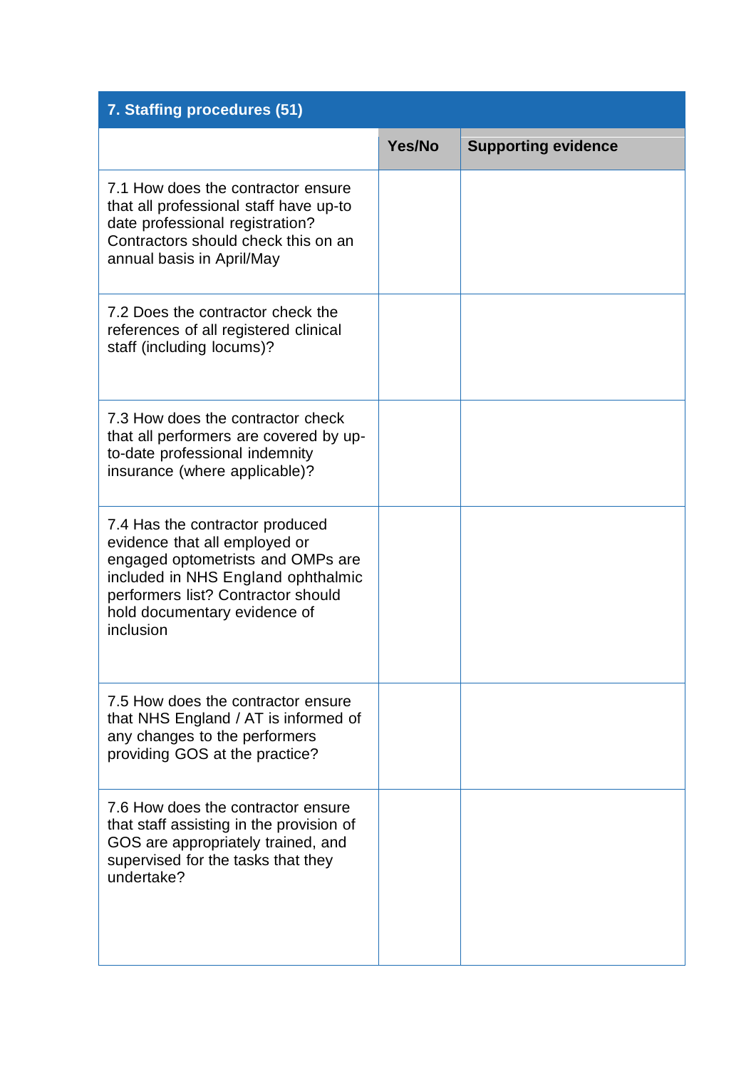| 7. Staffing procedures (51) | | |
|---|---|---|
| | **Yes/No** | **Supporting evidence** |
| 7.1 How does the contractor ensure that all professional staff have up-to date professional registration? Contractors should check this on an annual basis in April/May | | |
| 7.2 Does the contractor check the references of all registered clinical staff (including locums)? | | |
| 7.3 How does the contractor check that all performers are covered by up-to-date professional indemnity insurance (where applicable)? | | |
| 7.4 Has the contractor produced evidence that all employed or engaged optometrists and OMPs are included in NHS England ophthalmic performers list? Contractor should hold documentary evidence of inclusion | | |
| 7.5 How does the contractor ensure that NHS England / AT is informed of any changes to the performers providing GOS at the practice? | | |
| 7.6 How does the contractor ensure that staff assisting in the provision of GOS are appropriately trained, and supervised for the tasks that they undertake? | | |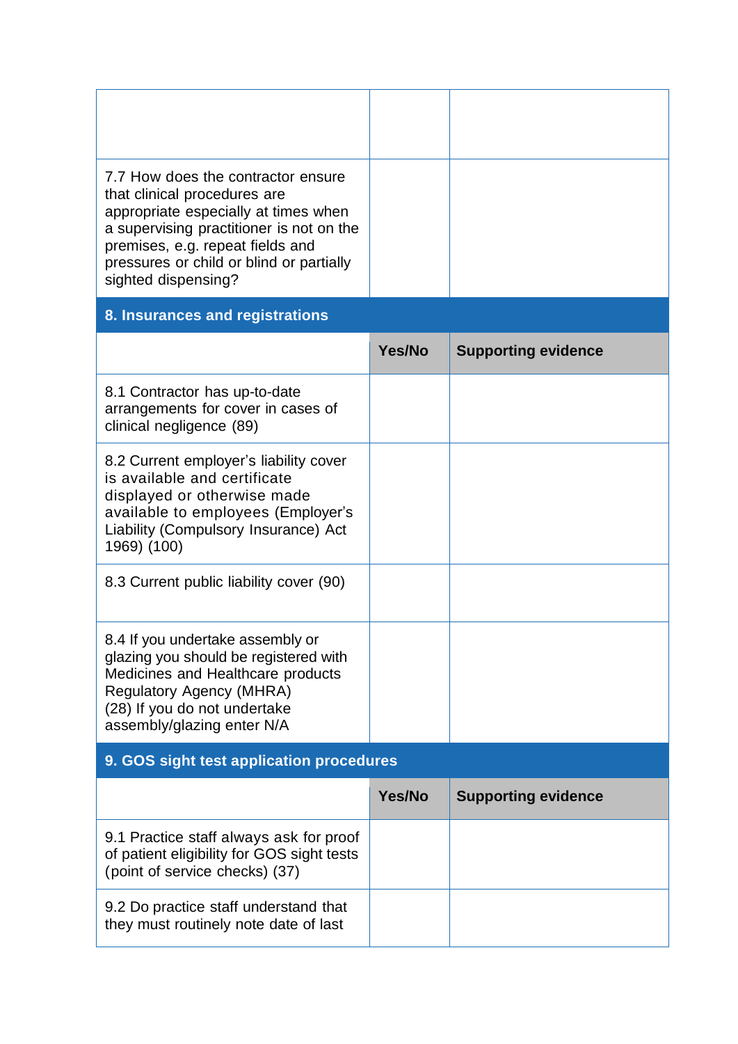| | | |
|---|---|---|
| | | |
| 7.7 How does the contractor ensure that clinical procedures are appropriate especially at times when a supervising practitioner is not on the premises, e.g. repeat fields and pressures or child or blind or partially sighted dispensing? | | |

## 8. Insurances and registrations

| | Yes/No | Supporting evidence |
|---|---|---|
| 8.1 Contractor has up-to-date arrangements for cover in cases of clinical negligence (89) | | |
| 8.2 Current employer's liability cover is available and certificate displayed or otherwise made available to employees (Employer's Liability (Compulsory Insurance) Act 1969) (100) | | |
| 8.3 Current public liability cover (90) | | |
| 8.4 If you undertake assembly or glazing you should be registered with Medicines and Healthcare products Regulatory Agency (MHRA) (28) If you do not undertake assembly/glazing enter N/A | | |

## 9. GOS sight test application procedures

| | Yes/No | Supporting evidence |
|---|---|---|
| 9.1 Practice staff always ask for proof of patient eligibility for GOS sight tests (point of service checks) (37) | | |
| 9.2 Do practice staff understand that they must routinely note date of last | | |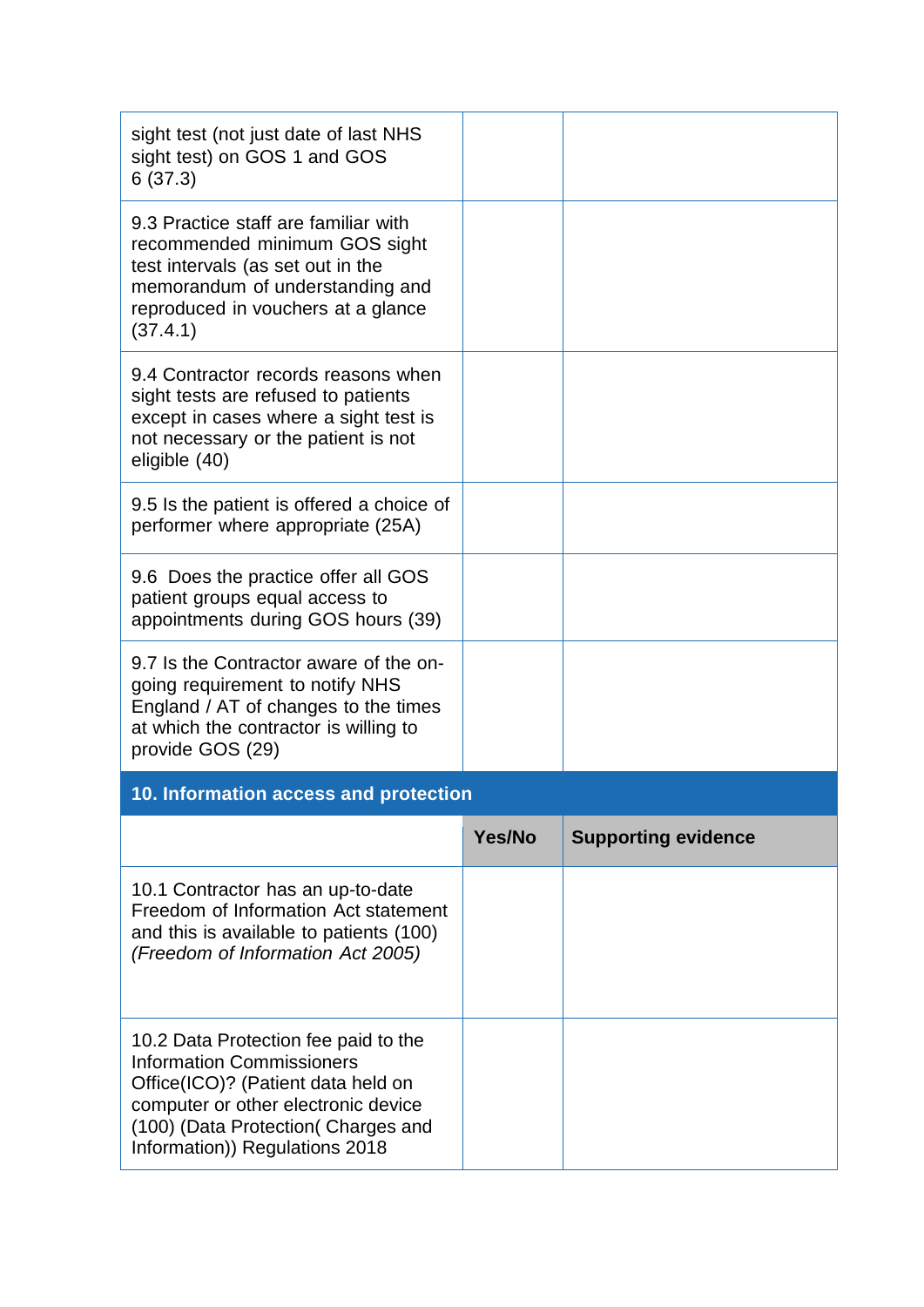| | | |
|---|---|---|
| sight test (not just date of last NHS sight test) on GOS 1 and GOS 6 (37.3) | | |
| 9.3 Practice staff are familiar with recommended minimum GOS sight test intervals (as set out in the memorandum of understanding and reproduced in vouchers at a glance (37.4.1) | | |
| 9.4 Contractor records reasons when sight tests are refused to patients except in cases where a sight test is not necessary or the patient is not eligible (40) | | |
| 9.5 Is the patient is offered a choice of performer where appropriate (25A) | | |
| 9.6 Does the practice offer all GOS patient groups equal access to appointments during GOS hours (39) | | |
| 9.7 Is the Contractor aware of the on-going requirement to notify NHS England / AT of changes to the times at which the contractor is willing to provide GOS (29) | | |

**10. Information access and protection**

| | Yes/No | Supporting evidence |
|---|---|---|
| 10.1 Contractor has an up-to-date Freedom of Information Act statement and this is available to patients (100) *(Freedom of Information Act 2005)* | | |
| 10.2 Data Protection fee paid to the Information Commissioners Office(ICO)? (Patient data held on computer or other electronic device (100) (Data Protection( Charges and Information)) Regulations 2018 | | |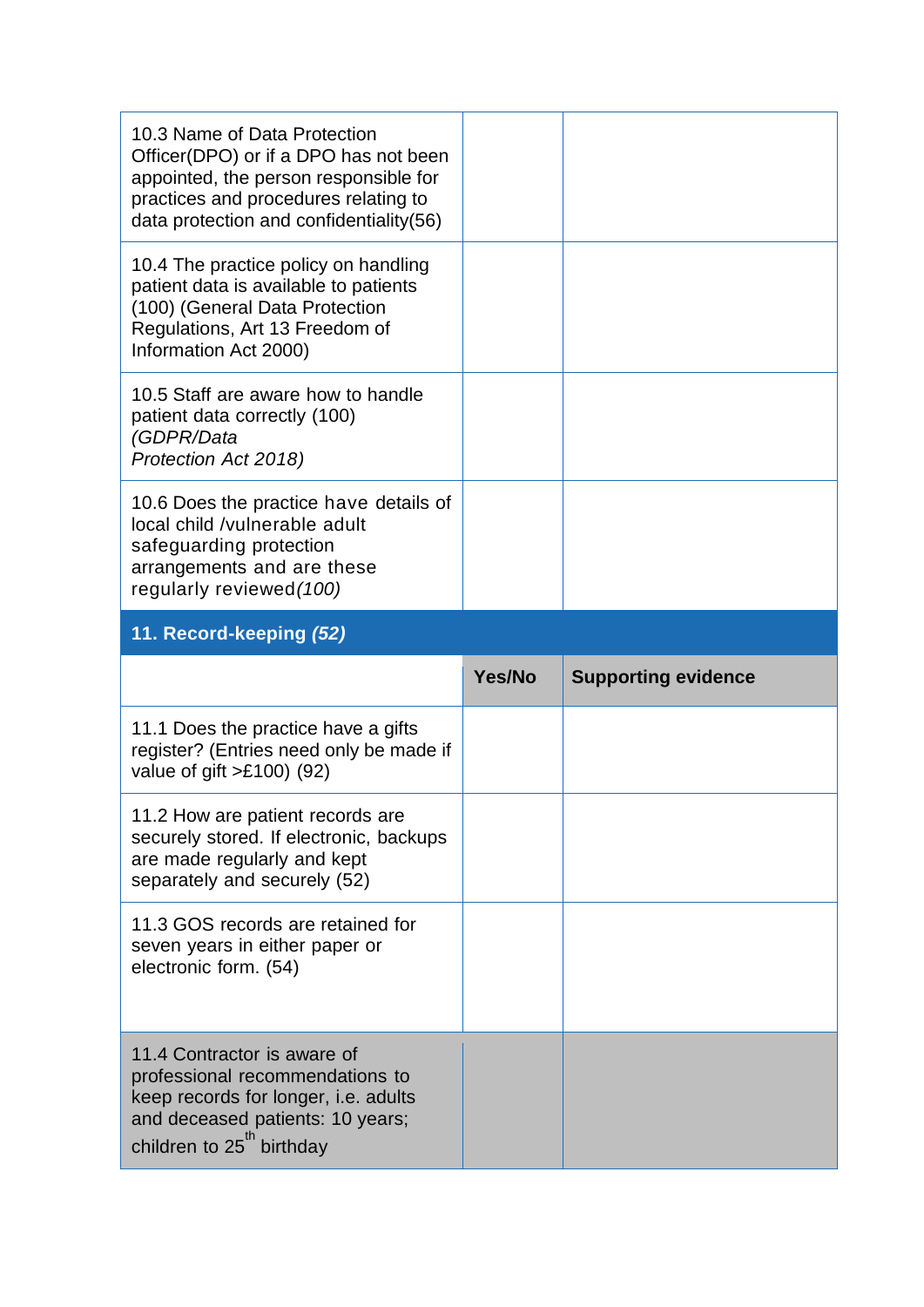| | | |
|---|---|---|
| 10.3 Name of Data Protection Officer(DPO) or if a DPO has not been appointed, the person responsible for practices and procedures relating to data protection and confidentiality(56) | | |
| 10.4 The practice policy on handling patient data is available to patients (100) (General Data Protection Regulations, Art 13 Freedom of Information Act 2000) | | |
| 10.5 Staff are aware how to handle patient data correctly (100) *(GDPR/Data Protection Act 2018)* | | |
| 10.6 Does the practice have details of local child /vulnerable adult safeguarding protection arrangements and are these regularly reviewed*(100)* | | |

## 11. Record-keeping *(52)*

| | Yes/No | Supporting evidence |
|---|---|---|
| 11.1 Does the practice have a gifts register? (Entries need only be made if value of gift >£100) (92) | | |
| 11.2 How are patient records are securely stored. If electronic, backups are made regularly and kept separately and securely (52) | | |
| 11.3 GOS records are retained for seven years in either paper or electronic form. (54) | | |
| 11.4 Contractor is aware of professional recommendations to keep records for longer, i.e. adults and deceased patients: 10 years; children to 25th birthday | | |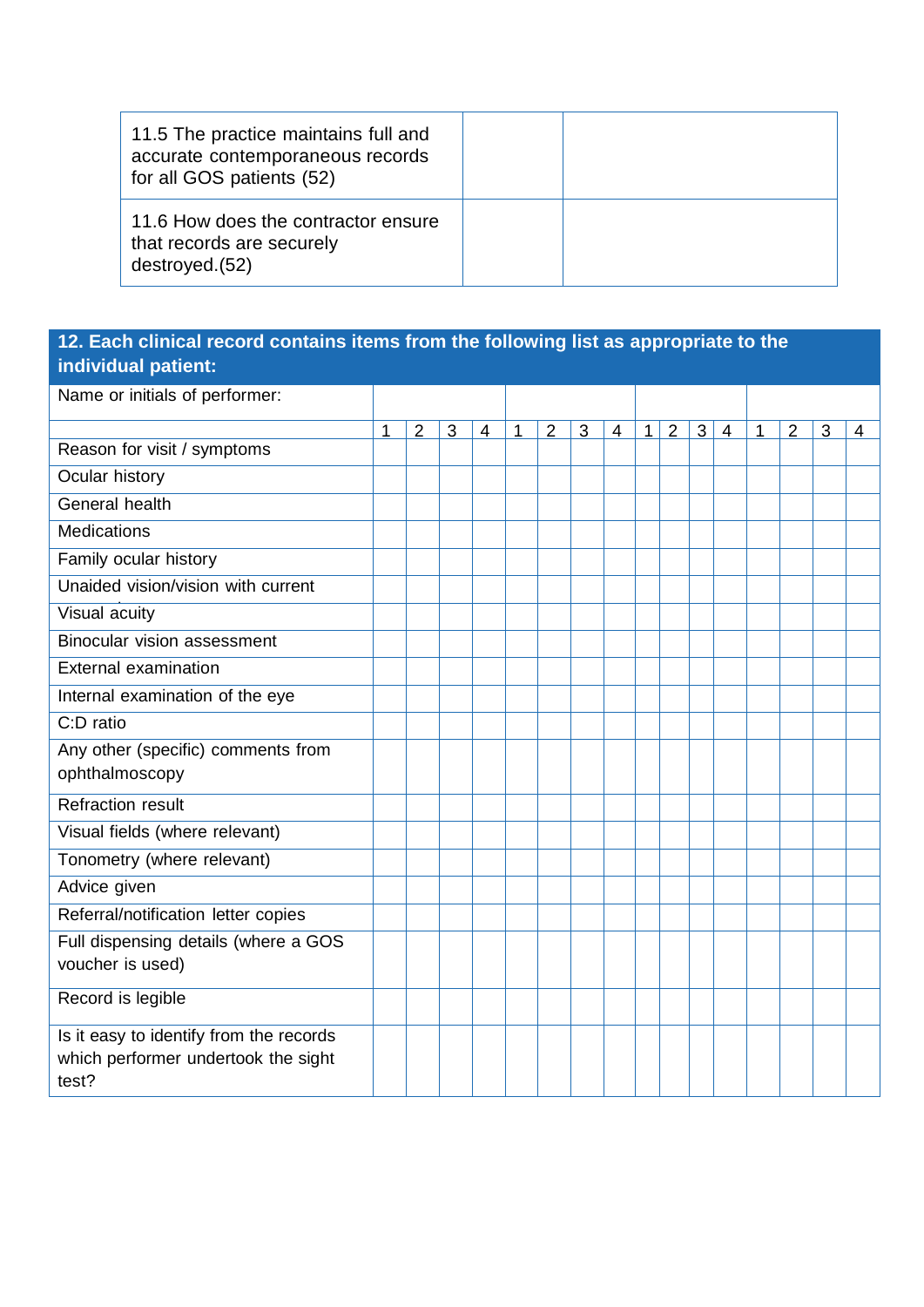| | | |
|---|---|---|
| 11.5 The practice maintains full and accurate contemporaneous records for all GOS patients (52) | | |
| 11.6 How does the contractor ensure that records are securely destroyed.(52) | | |

| 12. Each clinical record contains items from the following list as appropriate to the individual patient: | | | | | | | | | | | | | | | | |
|---|---|---|---|---|---|---|---|---|---|---|---|---|---|---|---|---|
| Name or initials of performer: | | | | | | | | | | | | | | | | |
| | 1 | 2 | 3 | 4 | 1 | 2 | 3 | 4 | 1 | 2 | 3 | 4 | 1 | 2 | 3 | 4 |
| Reason for visit / symptoms | | | | | | | | | | | | | | | | |
| Ocular history | | | | | | | | | | | | | | | | |
| General health | | | | | | | | | | | | | | | | |
| Medications | | | | | | | | | | | | | | | | |
| Family ocular history | | | | | | | | | | | | | | | | |
| Unaided vision/vision with current | | | | | | | | | | | | | | | | |
| Visual acuity | | | | | | | | | | | | | | | | |
| Binocular vision assessment | | | | | | | | | | | | | | | | |
| External examination | | | | | | | | | | | | | | | | |
| Internal examination of the eye | | | | | | | | | | | | | | | | |
| C:D ratio | | | | | | | | | | | | | | | | |
| Any other (specific) comments from ophthalmoscopy | | | | | | | | | | | | | | | | |
| Refraction result | | | | | | | | | | | | | | | | |
| Visual fields (where relevant) | | | | | | | | | | | | | | | | |
| Tonometry (where relevant) | | | | | | | | | | | | | | | | |
| Advice given | | | | | | | | | | | | | | | | |
| Referral/notification letter copies | | | | | | | | | | | | | | | | |
| Full dispensing details (where a GOS voucher is used) | | | | | | | | | | | | | | | | |
| Record is legible | | | | | | | | | | | | | | | | |
| Is it easy to identify from the records which performer undertook the sight test? | | | | | | | | | | | | | | | | |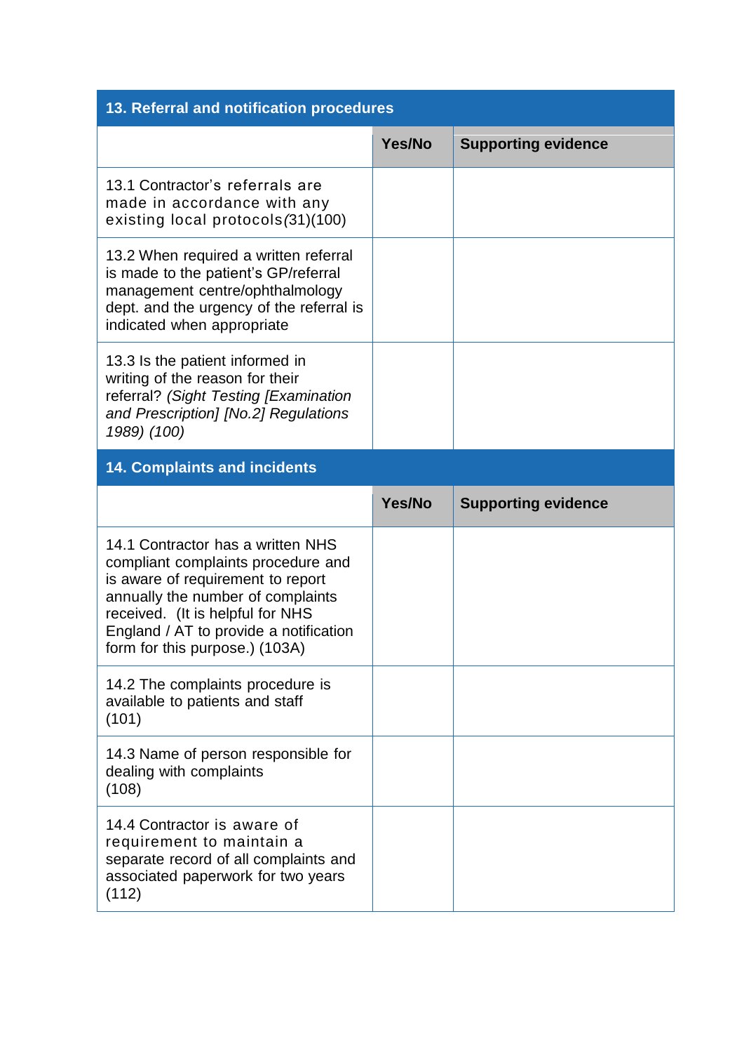## 13. Referral and notification procedures

| | Yes/No | Supporting evidence |
|---|---|---|
| 13.1 Contractor's referrals are made in accordance with any existing local protocols(31)(100) | | |
| 13.2 When required a written referral is made to the patient's GP/referral management centre/ophthalmology dept. and the urgency of the referral is indicated when appropriate | | |
| 13.3 Is the patient informed in writing of the reason for their referral? *(Sight Testing [Examination and Prescription] [No.2] Regulations 1989) (100)* | | |

## 14. Complaints and incidents

| | Yes/No | Supporting evidence |
|---|---|---|
| 14.1 Contractor has a written NHS compliant complaints procedure and is aware of requirement to report annually the number of complaints received. (It is helpful for NHS England / AT to provide a notification form for this purpose.) (103A) | | |
| 14.2 The complaints procedure is available to patients and staff (101) | | |
| 14.3 Name of person responsible for dealing with complaints (108) | | |
| 14.4 Contractor is aware of requirement to maintain a separate record of all complaints and associated paperwork for two years (112) | | |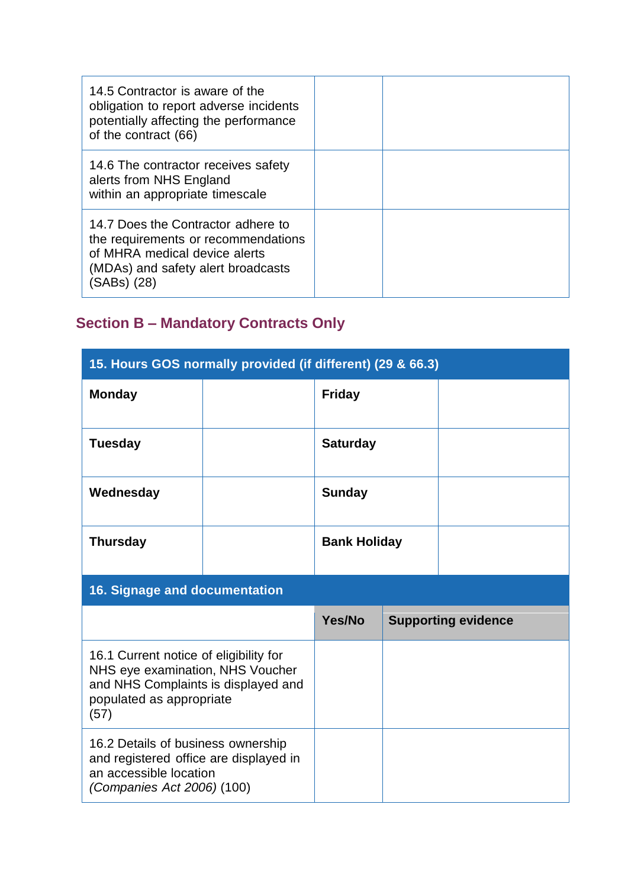| | | |
|---|---|---|
| 14.5 Contractor is aware of the obligation to report adverse incidents potentially affecting the performance of the contract (66) | | |
| 14.6 The contractor receives safety alerts from NHS England within an appropriate timescale | | |
| 14.7 Does the Contractor adhere to the requirements or recommendations of MHRA medical device alerts (MDAs) and safety alert broadcasts (SABs) (28) | | |

## Section B – Mandatory Contracts Only

| 15. Hours GOS normally provided (if different) (29 & 66.3) | | | |
|---|---|---|---|
| **Monday** | | **Friday** | |
| **Tuesday** | | **Saturday** | |
| **Wednesday** | | **Sunday** | |
| **Thursday** | | **Bank Holiday** | |

| 16. Signage and documentation | | |
|---|---|---|
| | **Yes/No** | **Supporting evidence** |
| 16.1 Current notice of eligibility for NHS eye examination, NHS Voucher and NHS Complaints is displayed and populated as appropriate (57) | | |
| 16.2 Details of business ownership and registered office are displayed in an accessible location *(Companies Act 2006)* (100) | | |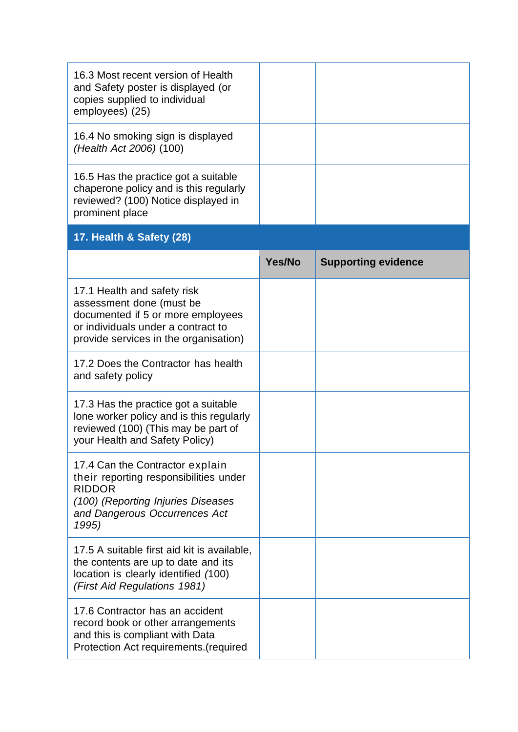| | | |
|---|---|---|
| 16.3 Most recent version of Health and Safety poster is displayed (or copies supplied to individual employees) (25) | | |
| 16.4 No smoking sign is displayed *(Health Act 2006)* (100) | | |
| 16.5 Has the practice got a suitable chaperone policy and is this regularly reviewed? (100) Notice displayed in prominent place | | |

**17. Health & Safety (28)**

| | Yes/No | Supporting evidence |
|---|---|---|
| 17.1 Health and safety risk assessment done (must be documented if 5 or more employees or individuals under a contract to provide services in the organisation) | | |
| 17.2 Does the Contractor has health and safety policy | | |
| 17.3 Has the practice got a suitable lone worker policy and is this regularly reviewed (100) (This may be part of your Health and Safety Policy) | | |
| 17.4 Can the Contractor explain their reporting responsibilities under RIDDOR *(100) (Reporting Injuries Diseases and Dangerous Occurrences Act 1995)* | | |
| 17.5 A suitable first aid kit is available, the contents are up to date and its location is clearly identified (100) *(First Aid Regulations 1981)* | | |
| 17.6 Contractor has an accident record book or other arrangements and this is compliant with Data Protection Act requirements.(required | | |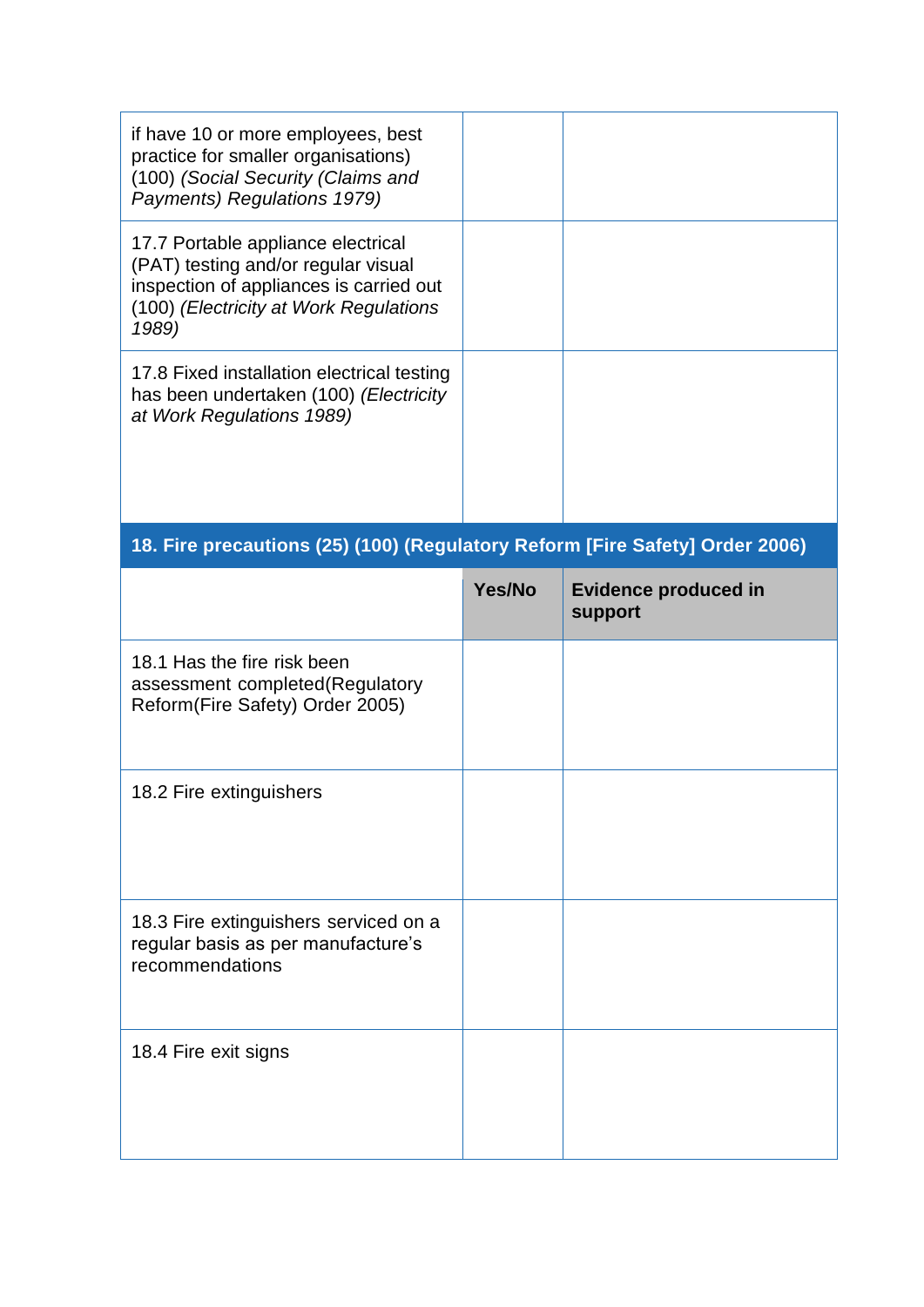| | | |
|---|---|---|
| if have 10 or more employees, best practice for smaller organisations) (100) *(Social Security (Claims and Payments) Regulations 1979)* | | |
| 17.7 Portable appliance electrical (PAT) testing and/or regular visual inspection of appliances is carried out (100) *(Electricity at Work Regulations 1989)* | | |
| 17.8 Fixed installation electrical testing has been undertaken (100) *(Electricity at Work Regulations 1989)* | | |

**18. Fire precautions (25) (100) (Regulatory Reform [Fire Safety] Order 2006)**

| | **Yes/No** | **Evidence produced in support** |
|---|---|---|
| 18.1 Has the fire risk been assessment completed(Regulatory Reform(Fire Safety) Order 2005) | | |
| 18.2 Fire extinguishers | | |
| 18.3 Fire extinguishers serviced on a regular basis as per manufacture's recommendations | | |
| 18.4 Fire exit signs | | |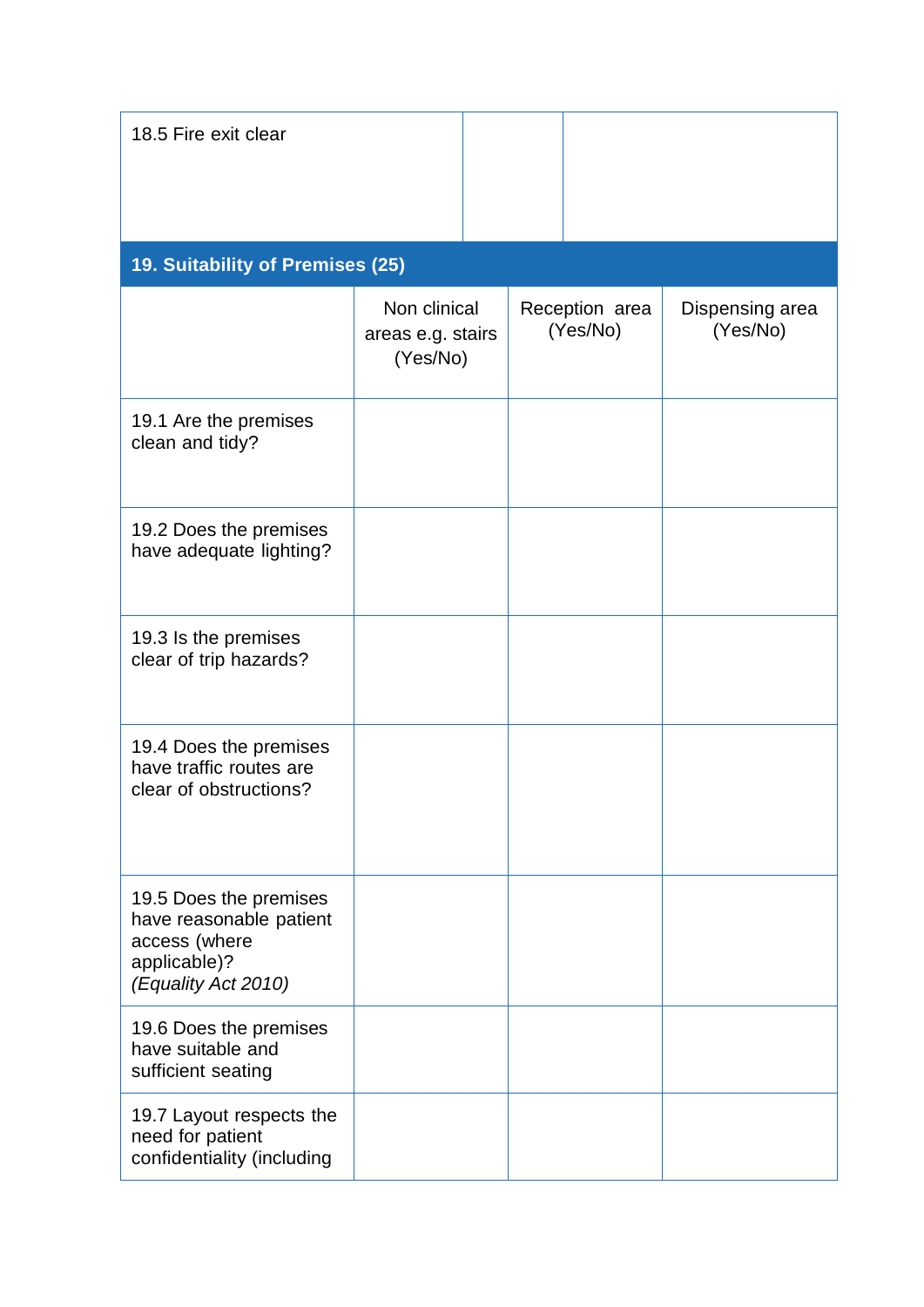| | | |
|---|---|---|
| 18.5 Fire exit clear | | |

## 19. Suitability of Premises (25)

| | Non clinical areas e.g. stairs (Yes/No) | Reception area (Yes/No) | Dispensing area (Yes/No) |
|---|---|---|---|
| 19.1 Are the premises clean and tidy? | | | |
| 19.2 Does the premises have adequate lighting? | | | |
| 19.3 Is the premises clear of trip hazards? | | | |
| 19.4 Does the premises have traffic routes are clear of obstructions? | | | |
| 19.5 Does the premises have reasonable patient access (where applicable)? *(Equality Act 2010)* | | | |
| 19.6 Does the premises have suitable and sufficient seating | | | |
| 19.7 Layout respects the need for patient confidentiality (including | | | |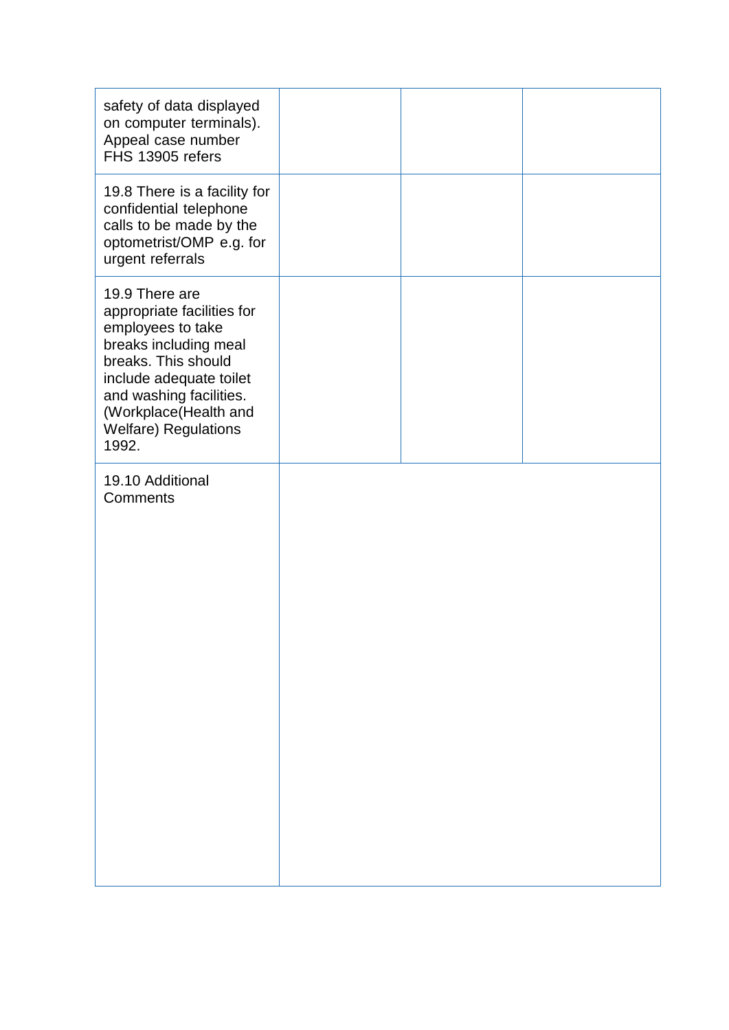| | | | |
|---|---|---|---|
| safety of data displayed on computer terminals). Appeal case number FHS 13905 refers | | | |
| 19.8 There is a facility for confidential telephone calls to be made by the optometrist/OMP e.g. for urgent referrals | | | |
| 19.9 There are appropriate facilities for employees to take breaks including meal breaks. This should include adequate toilet and washing facilities. (Workplace(Health and Welfare) Regulations 1992. | | | |
| 19.10 Additional Comments | | | |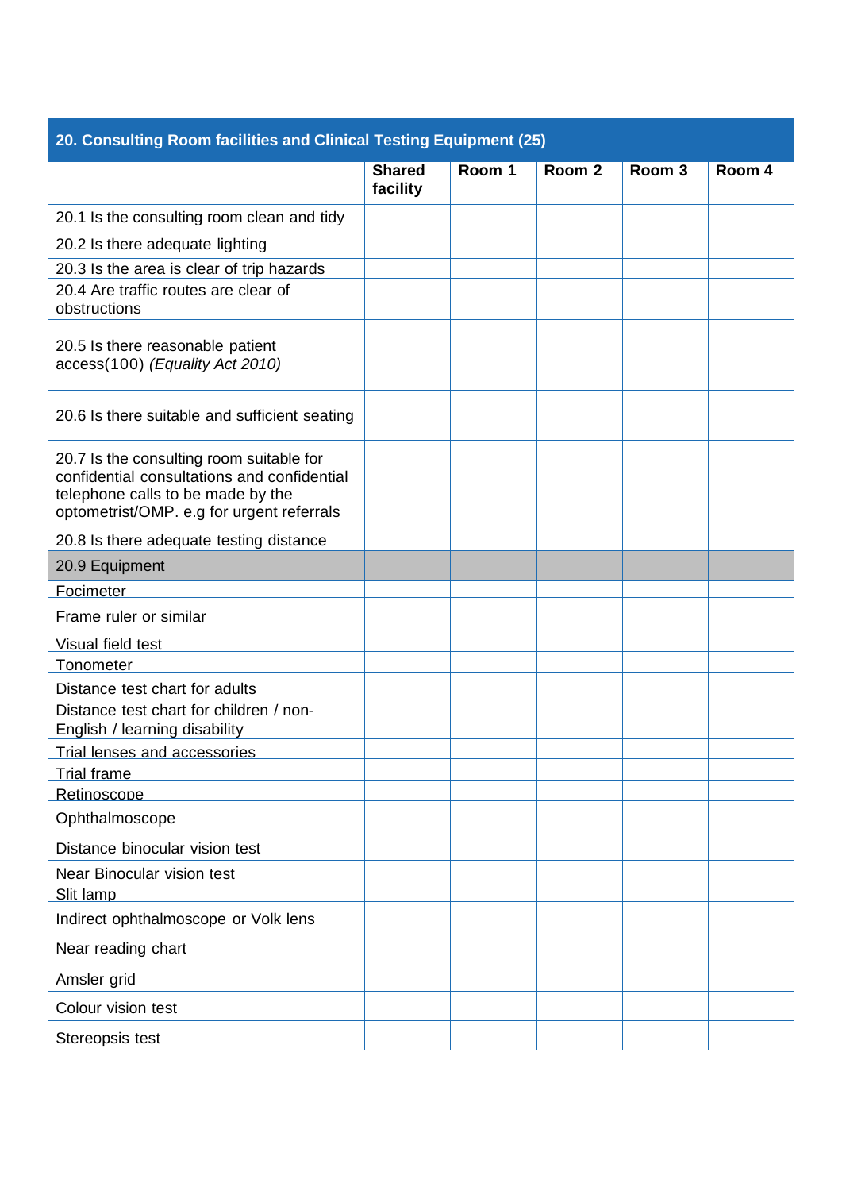| 20. Consulting Room facilities and Clinical Testing Equipment (25) | | | | | |
|---|---|---|---|---|---|
| | **Shared facility** | **Room 1** | **Room 2** | **Room 3** | **Room 4** |
| 20.1 Is the consulting room clean and tidy | | | | | |
| 20.2 Is there adequate lighting | | | | | |
| 20.3 Is the area is clear of trip hazards | | | | | |
| 20.4 Are traffic routes are clear of obstructions | | | | | |
| 20.5 Is there reasonable patient access(100) *(Equality Act 2010)* | | | | | |
| 20.6 Is there suitable and sufficient seating | | | | | |
| 20.7 Is the consulting room suitable for confidential consultations and confidential telephone calls to be made by the optometrist/OMP. e.g for urgent referrals | | | | | |
| 20.8 Is there adequate testing distance | | | | | |
| 20.9 Equipment | | | | | |
| Focimeter | | | | | |
| Frame ruler or similar | | | | | |
| Visual field test | | | | | |
| Tonometer | | | | | |
| Distance test chart for adults | | | | | |
| Distance test chart for children / non-English / learning disability | | | | | |
| Trial lenses and accessories | | | | | |
| Trial frame | | | | | |
| Retinoscope | | | | | |
| Ophthalmoscope | | | | | |
| Distance binocular vision test | | | | | |
| Near Binocular vision test | | | | | |
| Slit lamp | | | | | |
| Indirect ophthalmoscope or Volk lens | | | | | |
| Near reading chart | | | | | |
| Amsler grid | | | | | |
| Colour vision test | | | | | |
| Stereopsis test | | | | | |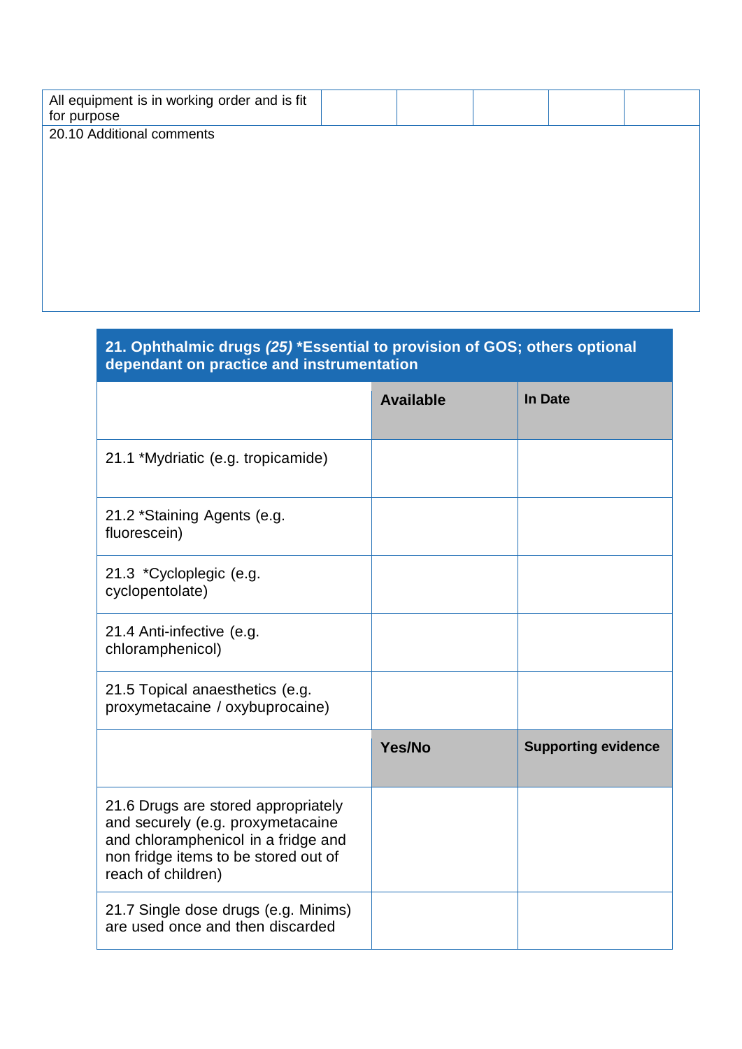| | | | | | |
|---|---|---|---|---|---|
| All equipment is in working order and is fit for purpose | | | | | |
| 20.10 Additional comments | | | | | |

## 21. Ophthalmic drugs *(25)* *Essential to provision of GOS; others optional dependant on practice and instrumentation

| | **Available** | **In Date** |
|---|---|---|
| 21.1 *Mydriatic (e.g. tropicamide) | | |
| 21.2 *Staining Agents (e.g. fluorescein) | | |
| 21.3 *Cycloplegic (e.g. cyclopentolate) | | |
| 21.4 Anti-infective (e.g. chloramphenicol) | | |
| 21.5 Topical anaesthetics (e.g. proxymetacaine / oxybuprocaine) | | |
| | **Yes/No** | **Supporting evidence** |
| 21.6 Drugs are stored appropriately and securely (e.g. proxymetacaine and chloramphenicol in a fridge and non fridge items to be stored out of reach of children) | | |
| 21.7 Single dose drugs (e.g. Minims) are used once and then discarded | | |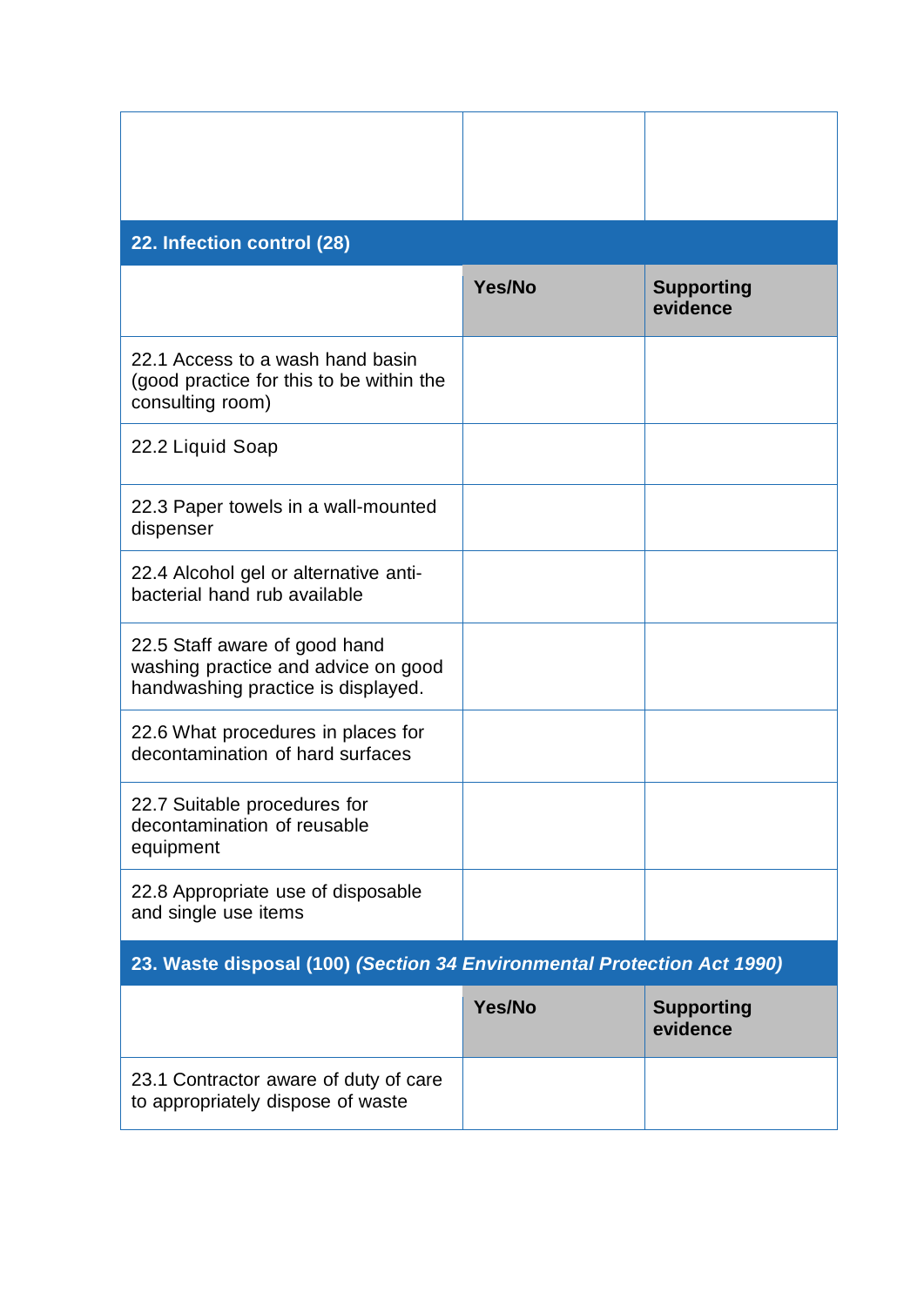| | | |
|---|---|---|
| | | |

## 22. Infection control (28)

| | Yes/No | Supporting evidence |
|---|---|---|
| 22.1 Access to a wash hand basin (good practice for this to be within the consulting room) | | |
| 22.2 Liquid Soap | | |
| 22.3 Paper towels in a wall-mounted dispenser | | |
| 22.4 Alcohol gel or alternative anti-bacterial hand rub available | | |
| 22.5 Staff aware of good hand washing practice and advice on good handwashing practice is displayed. | | |
| 22.6 What procedures in places for decontamination of hard surfaces | | |
| 22.7 Suitable procedures for decontamination of reusable equipment | | |
| 22.8 Appropriate use of disposable and single use items | | |

## 23. Waste disposal (100) *(Section 34 Environmental Protection Act 1990)*

| | Yes/No | Supporting evidence |
|---|---|---|
| 23.1 Contractor aware of duty of care to appropriately dispose of waste | | |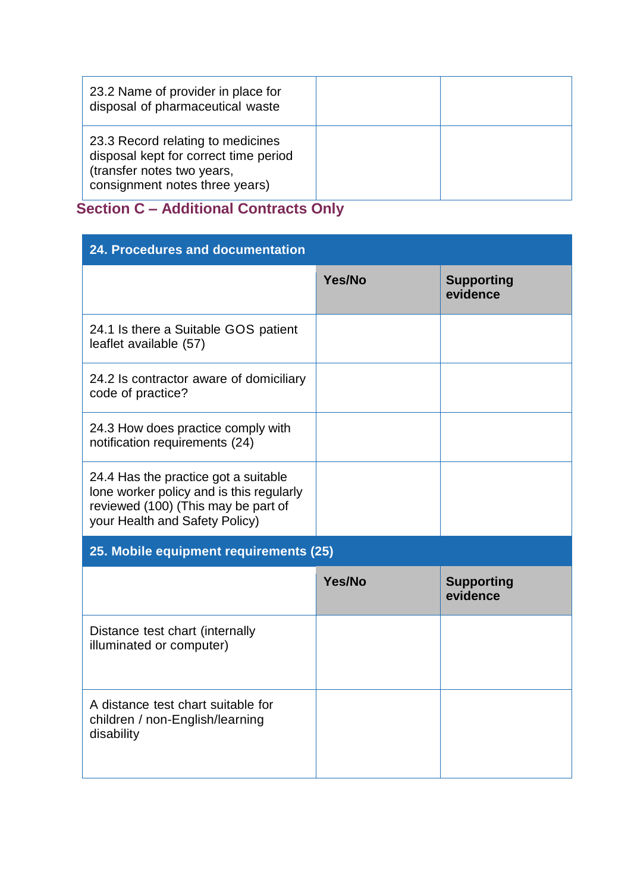| | | |
|---|---|---|
| 23.2 Name of provider in place for disposal of pharmaceutical waste | | |
| 23.3 Record relating to medicines disposal kept for correct time period (transfer notes two years, consignment notes three years) | | |

## Section C – Additional Contracts Only

| 24. Procedures and documentation | | |
|---|---|---|
| | **Yes/No** | **Supporting evidence** |
| 24.1 Is there a Suitable GOS patient leaflet available (57) | | |
| 24.2 Is contractor aware of domiciliary code of practice? | | |
| 24.3 How does practice comply with notification requirements (24) | | |
| 24.4 Has the practice got a suitable lone worker policy and is this regularly reviewed (100) (This may be part of your Health and Safety Policy) | | |
| **25. Mobile equipment requirements (25)** | | |
| | **Yes/No** | **Supporting evidence** |
| Distance test chart (internally illuminated or computer) | | |
| A distance test chart suitable for children / non-English/learning disability | | |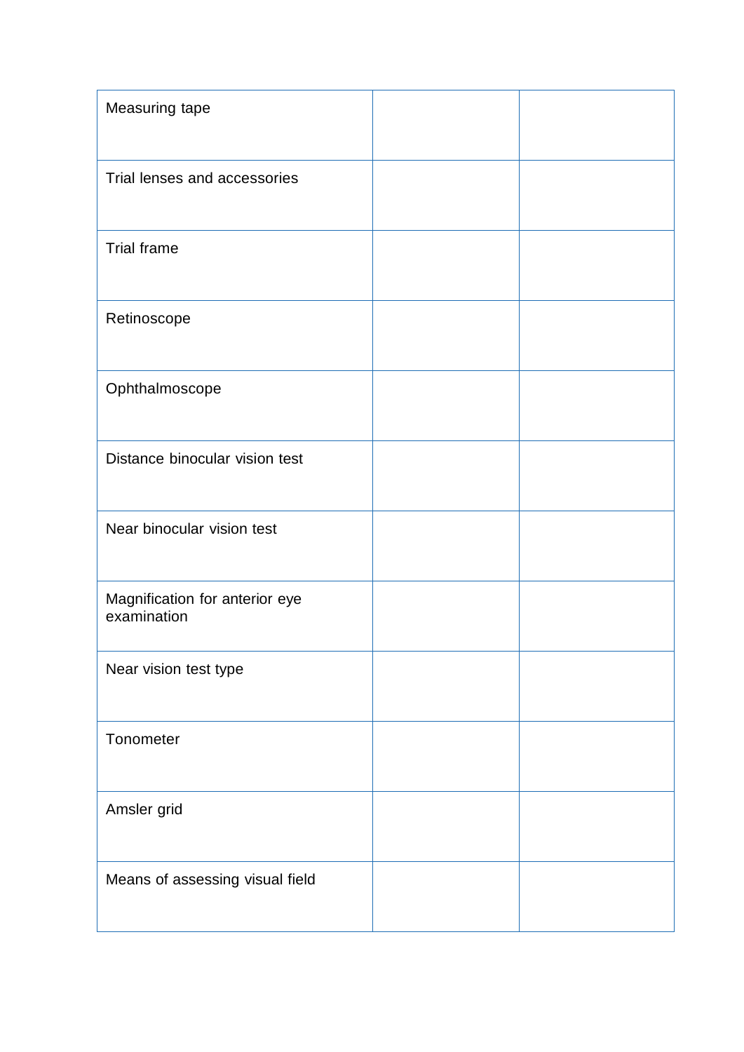| | | |
|---|---|---|
| Measuring tape | | |
| Trial lenses and accessories | | |
| Trial frame | | |
| Retinoscope | | |
| Ophthalmoscope | | |
| Distance binocular vision test | | |
| Near binocular vision test | | |
| Magnification for anterior eye examination | | |
| Near vision test type | | |
| Tonometer | | |
| Amsler grid | | |
| Means of assessing visual field | | |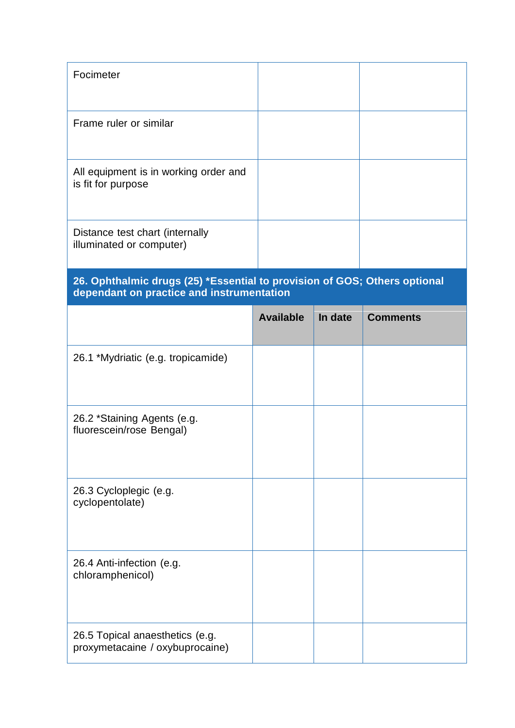| | | |
|---|---|---|
| Focimeter | | |
| Frame ruler or similar | | |
| All equipment is in working order and is fit for purpose | | |
| Distance test chart (internally illuminated or computer) | | |

## 26. Ophthalmic drugs (25) *Essential to provision of GOS; Others optional dependant on practice and instrumentation

| | Available | In date | Comments |
|---|---|---|---|
| 26.1 *Mydriatic (e.g. tropicamide) | | | |
| 26.2 *Staining Agents (e.g. fluorescein/rose Bengal) | | | |
| 26.3 Cycloplegic (e.g. cyclopentolate) | | | |
| 26.4 Anti-infection (e.g. chloramphenicol) | | | |
| 26.5 Topical anaesthetics (e.g. proxymetacaine / oxybuprocaine) | | | |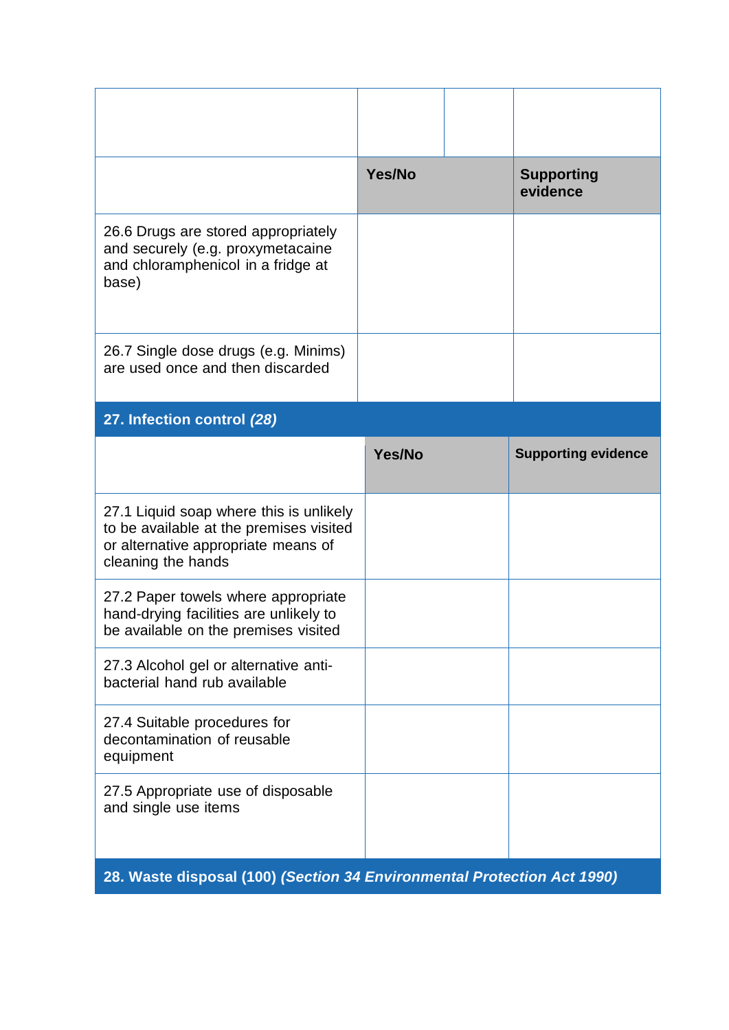| | Yes/No | Supporting evidence |
|---|---|---|
| 26.6 Drugs are stored appropriately and securely (e.g. proxymetacaine and chloramphenicol in a fridge at base) | | |
| 26.7 Single dose drugs (e.g. Minims) are used once and then discarded | | |

## 27. Infection control *(28)*

| | Yes/No | Supporting evidence |
|---|---|---|
| 27.1 Liquid soap where this is unlikely to be available at the premises visited or alternative appropriate means of cleaning the hands | | |
| 27.2 Paper towels where appropriate hand-drying facilities are unlikely to be available on the premises visited | | |
| 27.3 Alcohol gel or alternative anti-bacterial hand rub available | | |
| 27.4 Suitable procedures for decontamination of reusable equipment | | |
| 27.5 Appropriate use of disposable and single use items | | |

## 28. Waste disposal (100) *(Section 34 Environmental Protection Act 1990)*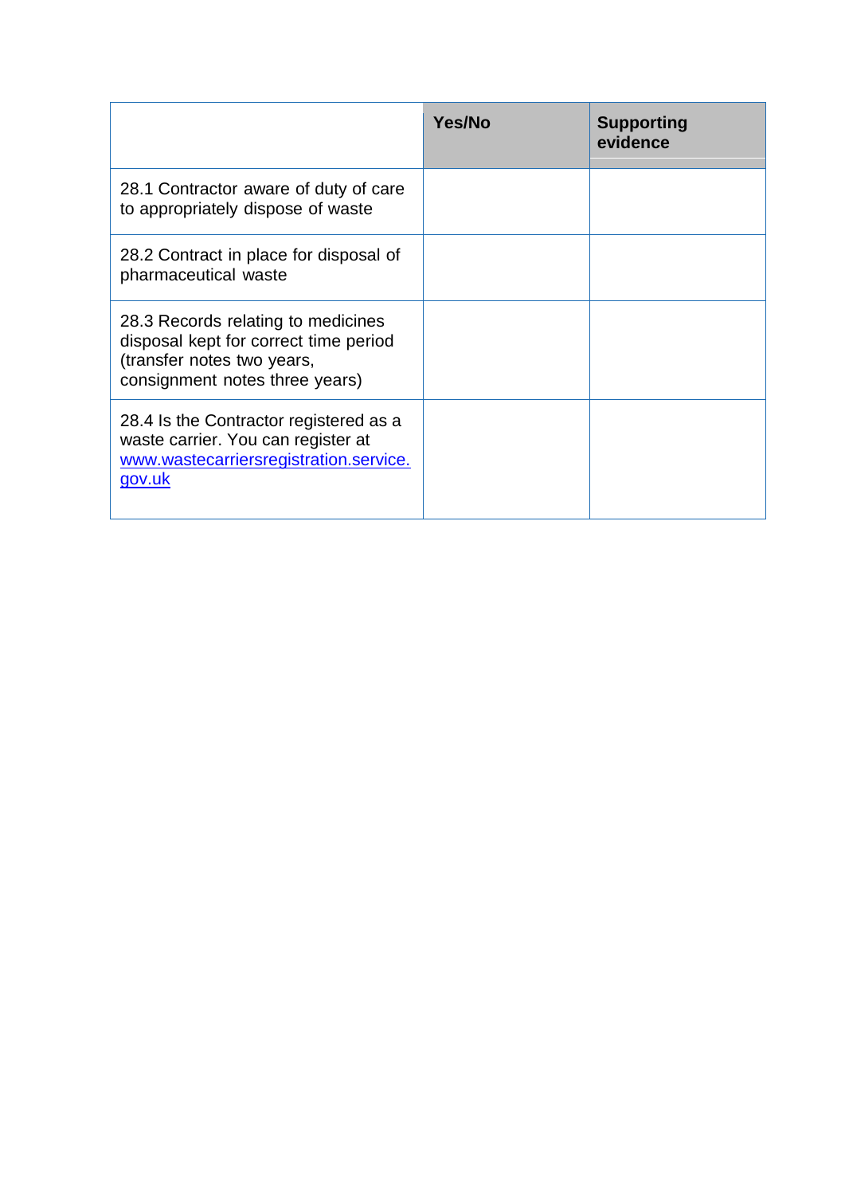| | Yes/No | Supporting evidence |
|---|---|---|
| 28.1 Contractor aware of duty of care to appropriately dispose of waste | | |
| 28.2 Contract in place for disposal of pharmaceutical waste | | |
| 28.3 Records relating to medicines disposal kept for correct time period (transfer notes two years, consignment notes three years) | | |
| 28.4 Is the Contractor registered as a waste carrier. You can register at [www.wastecarriersregistration.service.gov.uk](http://www.wastecarriersregistration.service.gov.uk) | | |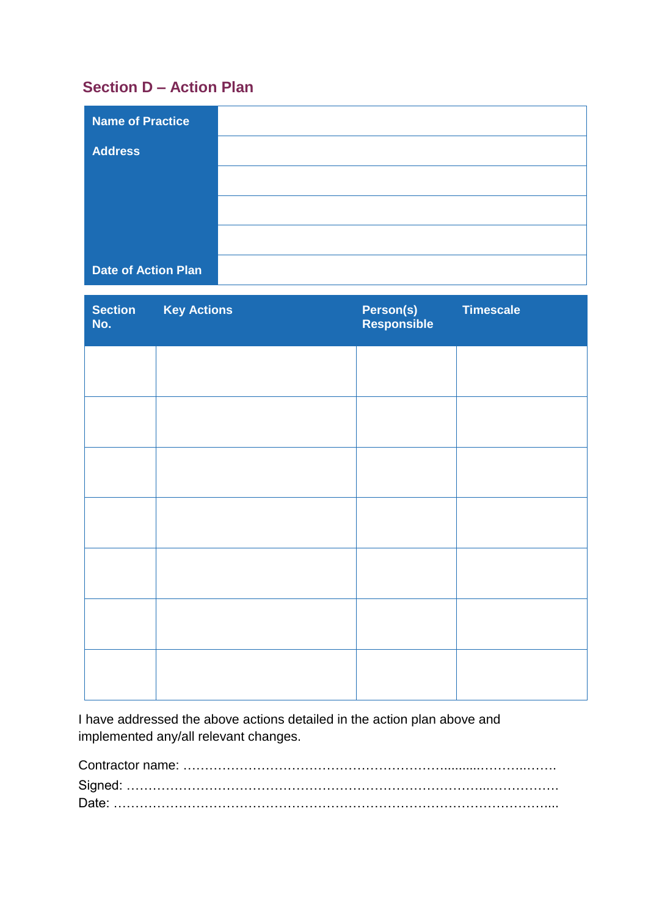## Section D – Action Plan

| | |
|---|---|
| **Name of Practice** | |
| **Address** | |
| | |
| | |
| | |
| **Date of Action Plan** | |

| Section No. | Key Actions | Person(s) Responsible | Timescale |
|---|---|---|---|
| | | | |
| | | | |
| | | | |
| | | | |
| | | | |
| | | | |
| | | | |

I have addressed the above actions detailed in the action plan above and implemented any/all relevant changes.

Contractor name: …………………………………………………………..........………...…….

Signed: ……………………………………………………………………………...…………….

Date: …………………………………………………………………………………………......